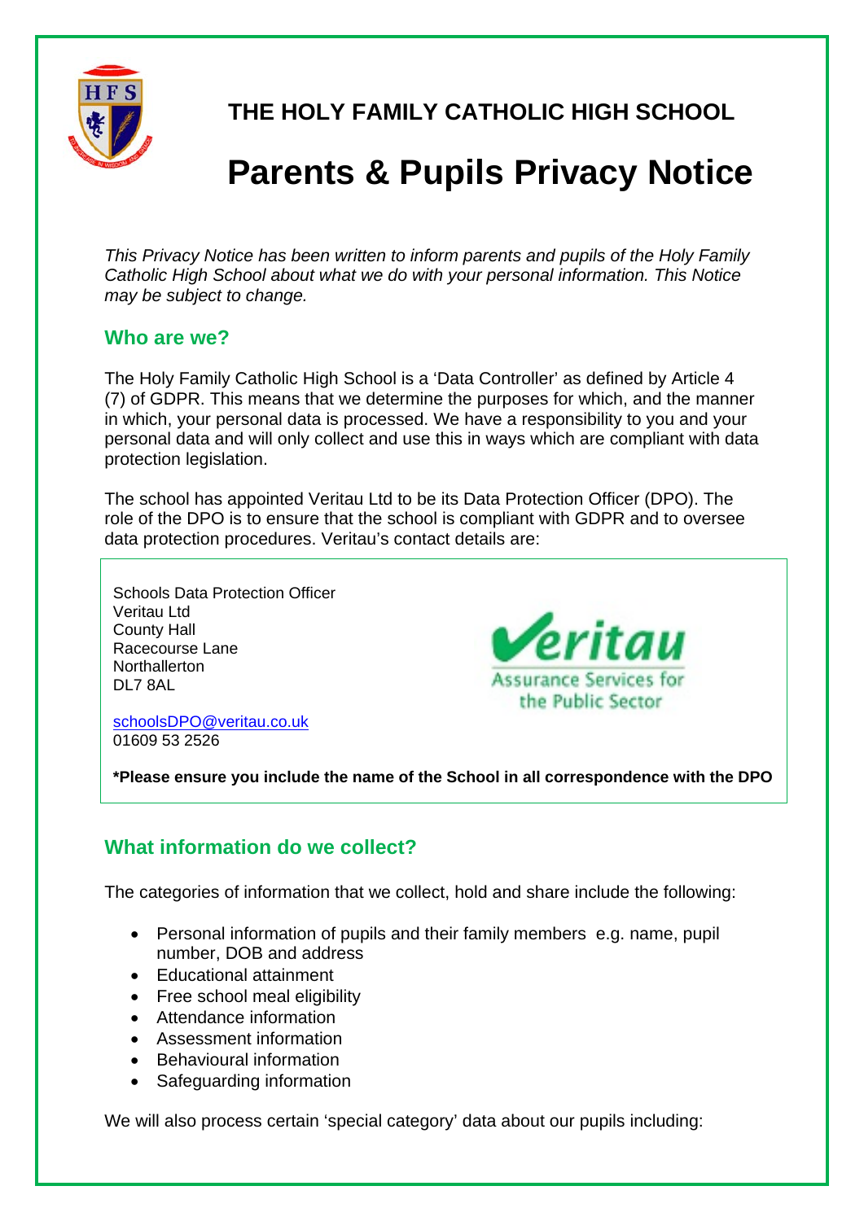# THE HOLY FAMILY CATHOLIC HIGH SCHOOL

# Parents & Pupils Privacy Notice

*This Privacy Notice has been written to inform parents and pupils of the Holy Family Catholic High School about what we do with your personal information. This Notice may be subject to change.*

## Who are we?

The Holy Family Catholic High School is a 'Data Controller' as defined by Article 4 (7) of GDPR. This means that we determine the purposes for which, and the manner in which, your personal data is processed. We have a responsibility to you and your personal data and will only collect and use this in ways which are compliant with data protection legislation.

The school has appointed Veritau Ltd to be its Data Protection Officer (DPO). The role of the DPO is to ensure that the school is compliant with GDPR and to oversee data protection procedures. Veritau's contact details are:

Schools Data Protection Officer
Veritau Ltd
County Hall
Racecourse Lane
Northallerton
DL7 8AL

schoolsDPO@veritau.co.uk
01609 53 2526

**\*Please ensure you include the name of the School in all correspondence with the DPO**

## What information do we collect?

The categories of information that we collect, hold and share include the following:

- Personal information of pupils and their family members e.g. name, pupil number, DOB and address
- Educational attainment
- Free school meal eligibility
- Attendance information
- Assessment information
- Behavioural information
- Safeguarding information

We will also process certain 'special category' data about our pupils including: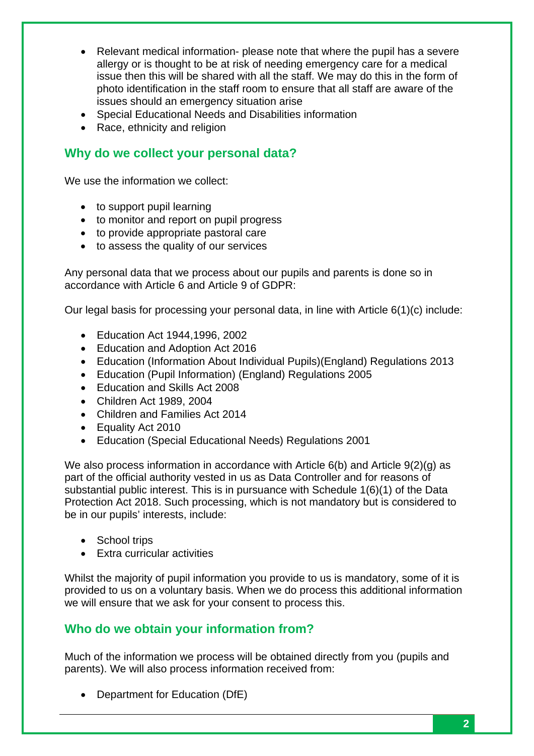- Relevant medical information- please note that where the pupil has a severe allergy or is thought to be at risk of needing emergency care for a medical issue then this will be shared with all the staff. We may do this in the form of photo identification in the staff room to ensure that all staff are aware of the issues should an emergency situation arise
- Special Educational Needs and Disabilities information
- Race, ethnicity and religion

## Why do we collect your personal data?

We use the information we collect:

- to support pupil learning
- to monitor and report on pupil progress
- to provide appropriate pastoral care
- to assess the quality of our services

Any personal data that we process about our pupils and parents is done so in accordance with Article 6 and Article 9 of GDPR:

Our legal basis for processing your personal data, in line with Article 6(1)(c) include:

- Education Act 1944,1996, 2002
- Education and Adoption Act 2016
- Education (Information About Individual Pupils)(England) Regulations 2013
- Education (Pupil Information) (England) Regulations 2005
- Education and Skills Act 2008
- Children Act 1989, 2004
- Children and Families Act 2014
- Equality Act 2010
- Education (Special Educational Needs) Regulations 2001

We also process information in accordance with Article 6(b) and Article 9(2)(g) as part of the official authority vested in us as Data Controller and for reasons of substantial public interest. This is in pursuance with Schedule 1(6)(1) of the Data Protection Act 2018. Such processing, which is not mandatory but is considered to be in our pupils' interests, include:

- School trips
- Extra curricular activities

Whilst the majority of pupil information you provide to us is mandatory, some of it is provided to us on a voluntary basis. When we do process this additional information we will ensure that we ask for your consent to process this.

## Who do we obtain your information from?

Much of the information we process will be obtained directly from you (pupils and parents). We will also process information received from:

- Department for Education (DfE)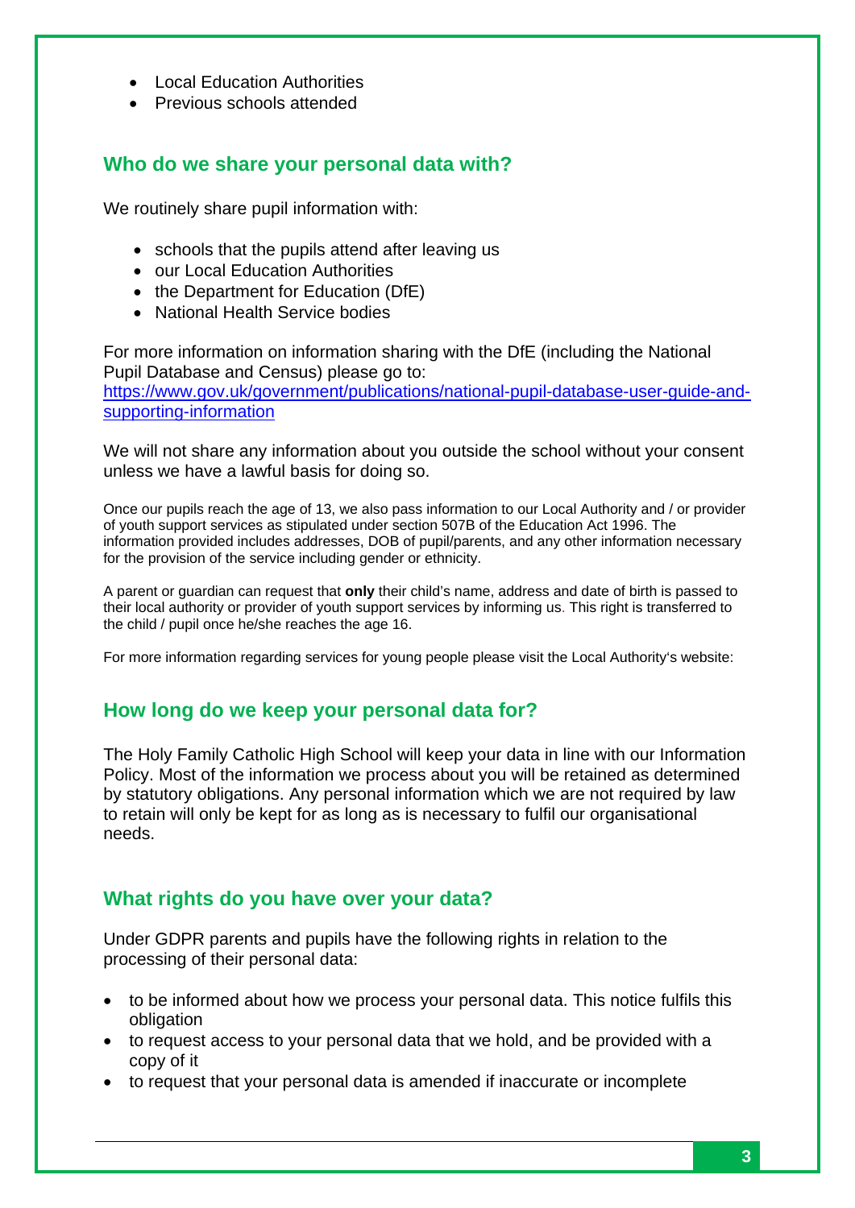- Local Education Authorities
- Previous schools attended

## Who do we share your personal data with?

We routinely share pupil information with:

- schools that the pupils attend after leaving us
- our Local Education Authorities
- the Department for Education (DfE)
- National Health Service bodies

For more information on information sharing with the DfE (including the National Pupil Database and Census) please go to: https://www.gov.uk/government/publications/national-pupil-database-user-guide-and-supporting-information

We will not share any information about you outside the school without your consent unless we have a lawful basis for doing so.

Once our pupils reach the age of 13, we also pass information to our Local Authority and / or provider of youth support services as stipulated under section 507B of the Education Act 1996. The information provided includes addresses, DOB of pupil/parents, and any other information necessary for the provision of the service including gender or ethnicity.

A parent or guardian can request that **only** their child's name, address and date of birth is passed to their local authority or provider of youth support services by informing us. This right is transferred to the child / pupil once he/she reaches the age 16.

For more information regarding services for young people please visit the Local Authority's website:

## How long do we keep your personal data for?

The Holy Family Catholic High School will keep your data in line with our Information Policy. Most of the information we process about you will be retained as determined by statutory obligations. Any personal information which we are not required by law to retain will only be kept for as long as is necessary to fulfil our organisational needs.

## What rights do you have over your data?

Under GDPR parents and pupils have the following rights in relation to the processing of their personal data:

- to be informed about how we process your personal data. This notice fulfils this obligation
- to request access to your personal data that we hold, and be provided with a copy of it
- to request that your personal data is amended if inaccurate or incomplete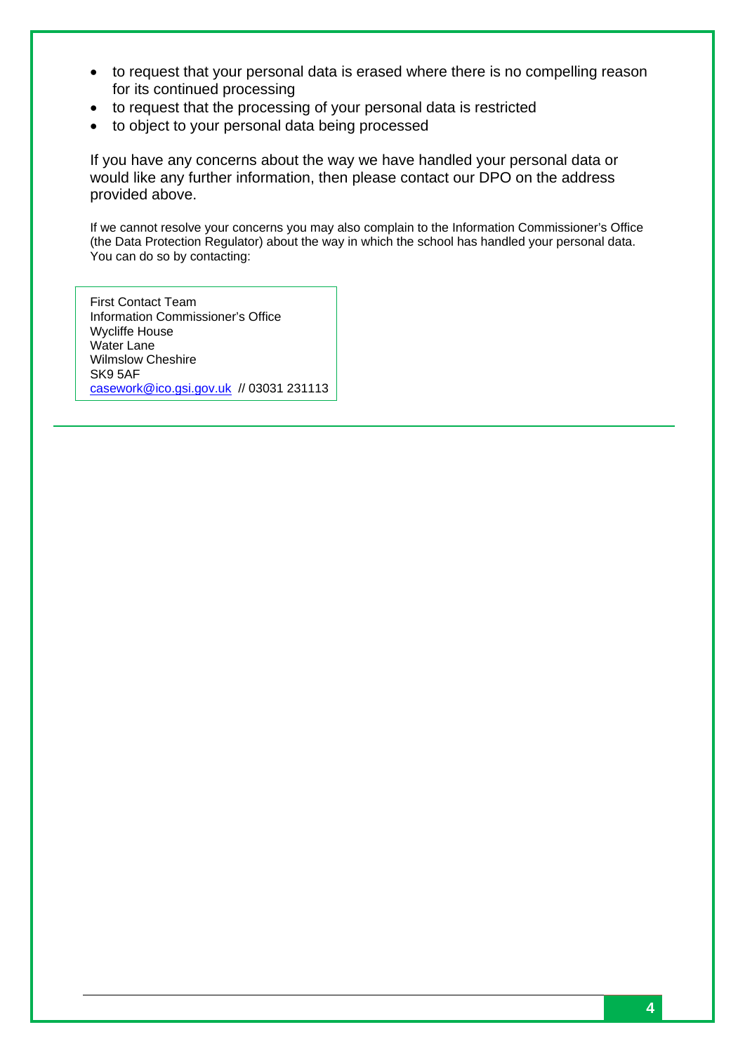- to request that your personal data is erased where there is no compelling reason for its continued processing
- to request that the processing of your personal data is restricted
- to object to your personal data being processed

If you have any concerns about the way we have handled your personal data or would like any further information, then please contact our DPO on the address provided above.

If we cannot resolve your concerns you may also complain to the Information Commissioner's Office (the Data Protection Regulator) about the way in which the school has handled your personal data. You can do so by contacting:

First Contact Team
Information Commissioner's Office
Wycliffe House
Water Lane
Wilmslow Cheshire
SK9 5AF
casework@ico.gsi.gov.uk // 03031 231113